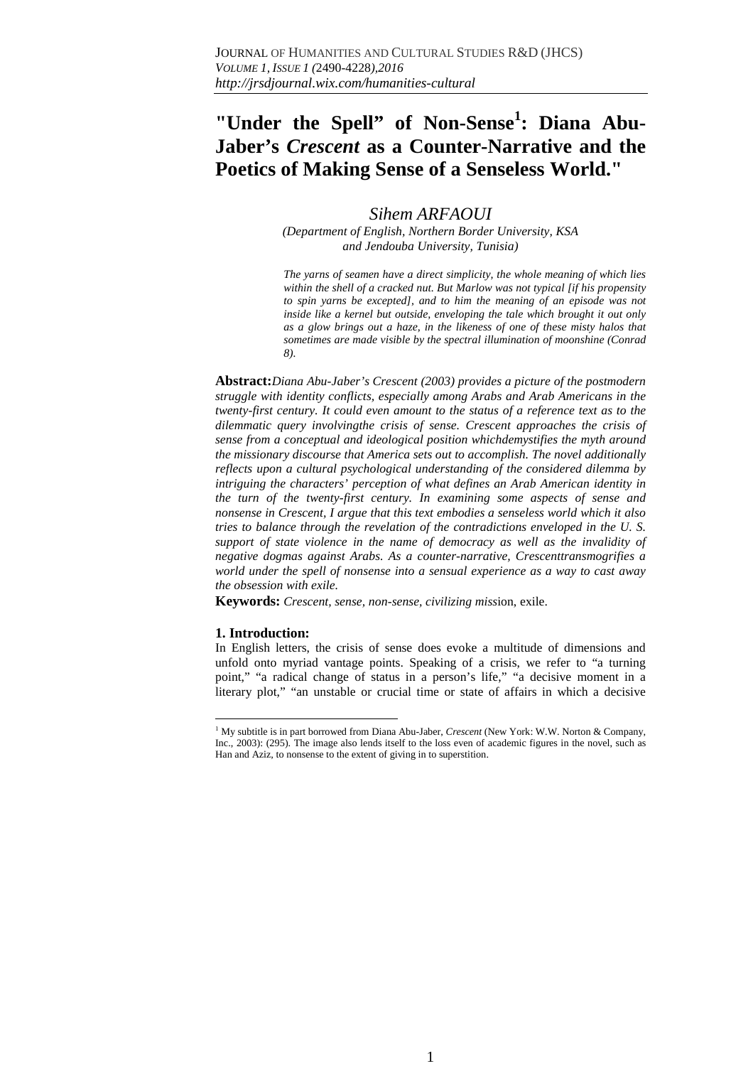# "Under the Spell" of Non-Sense[1]: Diana Abu-Jaber's *Crescent* as a Counter-Narrative and the Poetics of Making Sense of a Senseless World."

*Sihem ARFAOUI*

*(Department of English, Northern Border University, KSA and Jendouba University, Tunisia)*

> *The yarns of seamen have a direct simplicity, the whole meaning of which lies within the shell of a cracked nut. But Marlow was not typical [if his propensity to spin yarns be excepted], and to him the meaning of an episode was not inside like a kernel but outside, enveloping the tale which brought it out only as a glow brings out a haze, in the likeness of one of these misty halos that sometimes are made visible by the spectral illumination of moonshine (Conrad 8).*

**Abstract:** *Diana Abu-Jaber's Crescent (2003) provides a picture of the postmodern struggle with identity conflicts, especially among Arabs and Arab Americans in the twenty-first century. It could even amount to the status of a reference text as to the dilemmatic query involvingthe crisis of sense. Crescent approaches the crisis of sense from a conceptual and ideological position whichdemystifies the myth around the missionary discourse that America sets out to accomplish. The novel additionally reflects upon a cultural psychological understanding of the considered dilemma by intriguing the characters' perception of what defines an Arab American identity in the turn of the twenty-first century. In examining some aspects of sense and nonsense in Crescent, I argue that this text embodies a senseless world which it also tries to balance through the revelation of the contradictions enveloped in the U. S. support of state violence in the name of democracy as well as the invalidity of negative dogmas against Arabs. As a counter-narrative, Crescenttransmogrifies a world under the spell of nonsense into a sensual experience as a way to cast away the obsession with exile.*

**Keywords:** *Crescent, sense, non-sense, civilizing miss*ion, exile.

## 1. Introduction:

In English letters, the crisis of sense does evoke a multitude of dimensions and unfold onto myriad vantage points. Speaking of a crisis, we refer to "a turning point," "a radical change of status in a person's life," "a decisive moment in a literary plot," "an unstable or crucial time or state of affairs in which a decisive

---

[1] My subtitle is in part borrowed from Diana Abu-Jaber, *Crescent* (New York: W.W. Norton & Company, Inc., 2003): (295). The image also lends itself to the loss even of academic figures in the novel, such as Han and Aziz, to nonsense to the extent of giving in to superstition.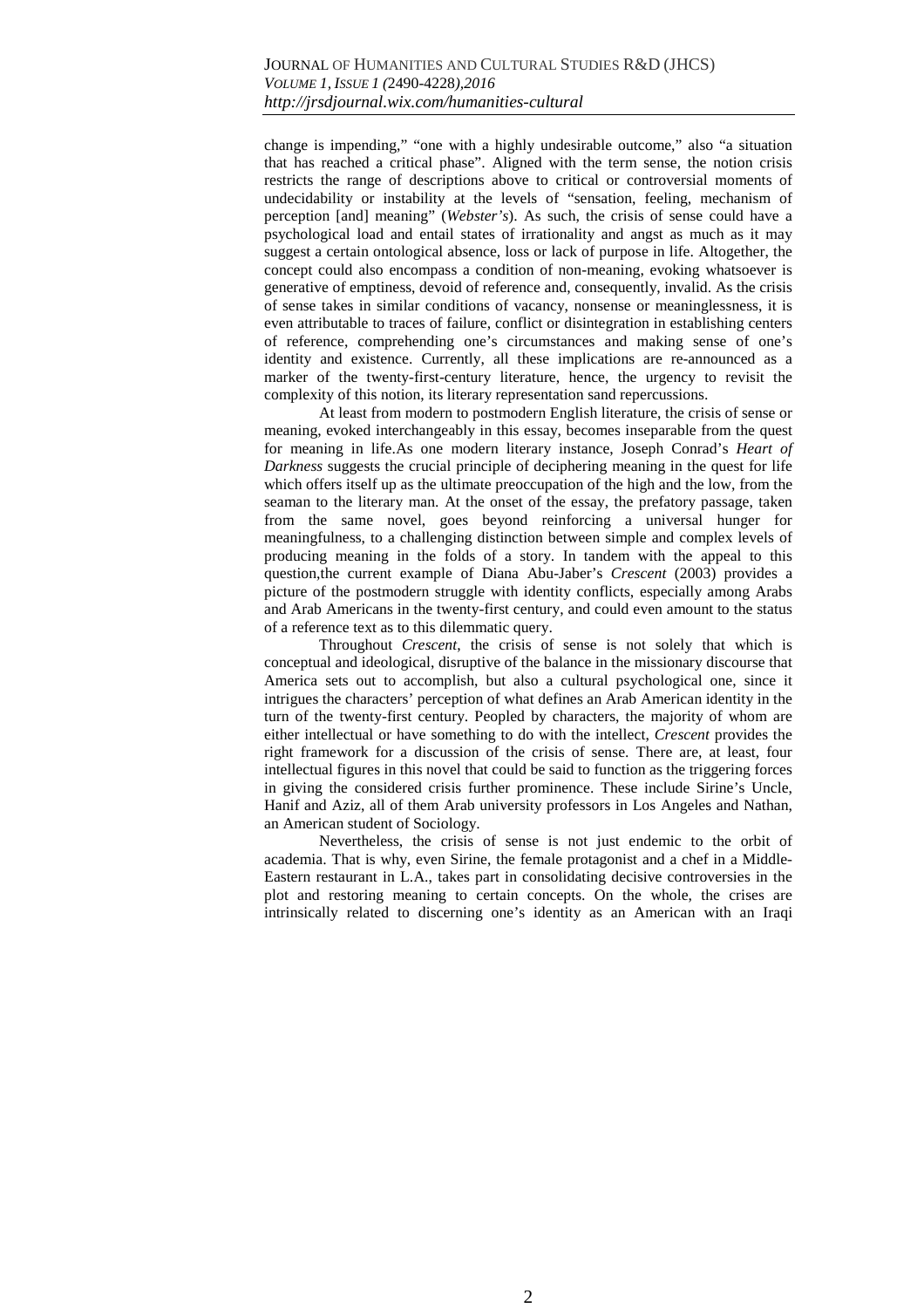change is impending," "one with a highly undesirable outcome," also "a situation that has reached a critical phase". Aligned with the term sense, the notion crisis restricts the range of descriptions above to critical or controversial moments of undecidability or instability at the levels of "sensation, feeling, mechanism of perception [and] meaning" (*Webster's*). As such, the crisis of sense could have a psychological load and entail states of irrationality and angst as much as it may suggest a certain ontological absence, loss or lack of purpose in life. Altogether, the concept could also encompass a condition of non-meaning, evoking whatsoever is generative of emptiness, devoid of reference and, consequently, invalid. As the crisis of sense takes in similar conditions of vacancy, nonsense or meaninglessness, it is even attributable to traces of failure, conflict or disintegration in establishing centers of reference, comprehending one's circumstances and making sense of one's identity and existence. Currently, all these implications are re-announced as a marker of the twenty-first-century literature, hence, the urgency to revisit the complexity of this notion, its literary representation sand repercussions.

At least from modern to postmodern English literature, the crisis of sense or meaning, evoked interchangeably in this essay, becomes inseparable from the quest for meaning in life.As one modern literary instance, Joseph Conrad's *Heart of Darkness* suggests the crucial principle of deciphering meaning in the quest for life which offers itself up as the ultimate preoccupation of the high and the low, from the seaman to the literary man. At the onset of the essay, the prefatory passage, taken from the same novel, goes beyond reinforcing a universal hunger for meaningfulness, to a challenging distinction between simple and complex levels of producing meaning in the folds of a story. In tandem with the appeal to this question,the current example of Diana Abu-Jaber's *Crescent* (2003) provides a picture of the postmodern struggle with identity conflicts, especially among Arabs and Arab Americans in the twenty-first century, and could even amount to the status of a reference text as to this dilemmatic query.

Throughout *Crescent*, the crisis of sense is not solely that which is conceptual and ideological, disruptive of the balance in the missionary discourse that America sets out to accomplish, but also a cultural psychological one, since it intrigues the characters' perception of what defines an Arab American identity in the turn of the twenty-first century. Peopled by characters, the majority of whom are either intellectual or have something to do with the intellect, *Crescent* provides the right framework for a discussion of the crisis of sense. There are, at least, four intellectual figures in this novel that could be said to function as the triggering forces in giving the considered crisis further prominence. These include Sirine's Uncle, Hanif and Aziz, all of them Arab university professors in Los Angeles and Nathan, an American student of Sociology.

Nevertheless, the crisis of sense is not just endemic to the orbit of academia. That is why, even Sirine, the female protagonist and a chef in a Middle-Eastern restaurant in L.A., takes part in consolidating decisive controversies in the plot and restoring meaning to certain concepts. On the whole, the crises are intrinsically related to discerning one's identity as an American with an Iraqi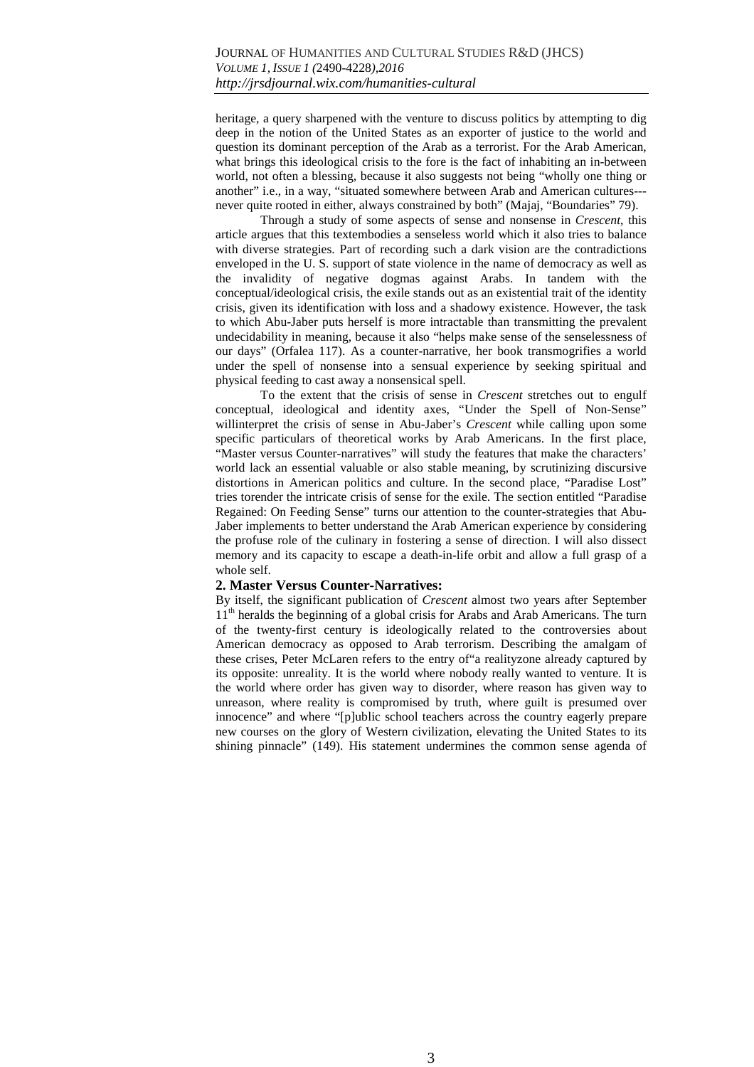heritage, a query sharpened with the venture to discuss politics by attempting to dig deep in the notion of the United States as an exporter of justice to the world and question its dominant perception of the Arab as a terrorist. For the Arab American, what brings this ideological crisis to the fore is the fact of inhabiting an in-between world, not often a blessing, because it also suggests not being "wholly one thing or another" i.e., in a way, "situated somewhere between Arab and American cultures---never quite rooted in either, always constrained by both" (Majaj, "Boundaries" 79).

Through a study of some aspects of sense and nonsense in *Crescent*, this article argues that this textembodies a senseless world which it also tries to balance with diverse strategies. Part of recording such a dark vision are the contradictions enveloped in the U. S. support of state violence in the name of democracy as well as the invalidity of negative dogmas against Arabs. In tandem with the conceptual/ideological crisis, the exile stands out as an existential trait of the identity crisis, given its identification with loss and a shadowy existence. However, the task to which Abu-Jaber puts herself is more intractable than transmitting the prevalent undecidability in meaning, because it also "helps make sense of the senselessness of our days" (Orfalea 117). As a counter-narrative, her book transmogrifies a world under the spell of nonsense into a sensual experience by seeking spiritual and physical feeding to cast away a nonsensical spell.

To the extent that the crisis of sense in *Crescent* stretches out to engulf conceptual, ideological and identity axes, "Under the Spell of Non-Sense" willinterpret the crisis of sense in Abu-Jaber's *Crescent* while calling upon some specific particulars of theoretical works by Arab Americans. In the first place, "Master versus Counter-narratives" will study the features that make the characters' world lack an essential valuable or also stable meaning, by scrutinizing discursive distortions in American politics and culture. In the second place, "Paradise Lost" tries torender the intricate crisis of sense for the exile. The section entitled "Paradise Regained: On Feeding Sense" turns our attention to the counter-strategies that Abu-Jaber implements to better understand the Arab American experience by considering the profuse role of the culinary in fostering a sense of direction. I will also dissect memory and its capacity to escape a death-in-life orbit and allow a full grasp of a whole self.

## 2. Master Versus Counter-Narratives:

By itself, the significant publication of *Crescent* almost two years after September 11th heralds the beginning of a global crisis for Arabs and Arab Americans. The turn of the twenty-first century is ideologically related to the controversies about American democracy as opposed to Arab terrorism. Describing the amalgam of these crises, Peter McLaren refers to the entry of"a realityzone already captured by its opposite: unreality. It is the world where nobody really wanted to venture. It is the world where order has given way to disorder, where reason has given way to unreason, where reality is compromised by truth, where guilt is presumed over innocence" and where "[p]ublic school teachers across the country eagerly prepare new courses on the glory of Western civilization, elevating the United States to its shining pinnacle" (149). His statement undermines the common sense agenda of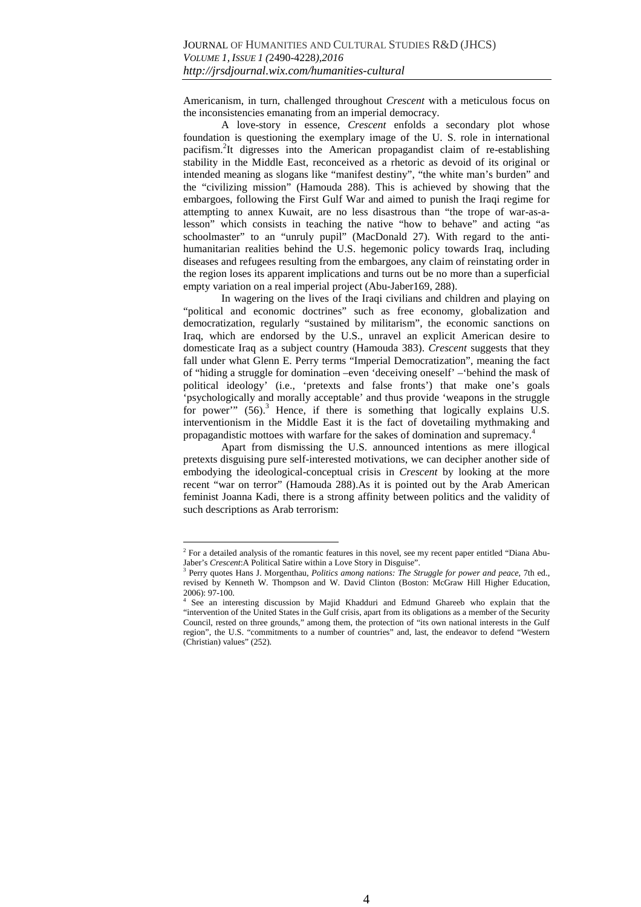Americanism, in turn, challenged throughout *Crescent* with a meticulous focus on the inconsistencies emanating from an imperial democracy.

A love-story in essence, *Crescent* enfolds a secondary plot whose foundation is questioning the exemplary image of the U. S. role in international pacifism.[2]It digresses into the American propagandist claim of re-establishing stability in the Middle East, reconceived as a rhetoric as devoid of its original or intended meaning as slogans like "manifest destiny", "the white man's burden" and the "civilizing mission" (Hamouda 288). This is achieved by showing that the embargoes, following the First Gulf War and aimed to punish the Iraqi regime for attempting to annex Kuwait, are no less disastrous than "the trope of war-as-a-lesson" which consists in teaching the native "how to behave" and acting "as schoolmaster" to an "unruly pupil" (MacDonald 27). With regard to the anti-humanitarian realities behind the U.S. hegemonic policy towards Iraq, including diseases and refugees resulting from the embargoes, any claim of reinstating order in the region loses its apparent implications and turns out be no more than a superficial empty variation on a real imperial project (Abu-Jaber169, 288).

In wagering on the lives of the Iraqi civilians and children and playing on "political and economic doctrines" such as free economy, globalization and democratization, regularly "sustained by militarism", the economic sanctions on Iraq, which are endorsed by the U.S., unravel an explicit American desire to domesticate Iraq as a subject country (Hamouda 383). *Crescent* suggests that they fall under what Glenn E. Perry terms "Imperial Democratization", meaning the fact of "hiding a struggle for domination –even 'deceiving oneself' –'behind the mask of political ideology' (i.e., 'pretexts and false fronts') that make one's goals 'psychologically and morally acceptable' and thus provide 'weapons in the struggle for power'" (56).[3] Hence, if there is something that logically explains U.S. interventionism in the Middle East it is the fact of dovetailing mythmaking and propagandistic mottoes with warfare for the sakes of domination and supremacy.[4]

Apart from dismissing the U.S. announced intentions as mere illogical pretexts disguising pure self-interested motivations, we can decipher another side of embodying the ideological-conceptual crisis in *Crescent* by looking at the more recent "war on terror" (Hamouda 288).As it is pointed out by the Arab American feminist Joanna Kadi, there is a strong affinity between politics and the validity of such descriptions as Arab terrorism:

---

[2] For a detailed analysis of the romantic features in this novel, see my recent paper entitled "Diana Abu-Jaber's *Crescent*:A Political Satire within a Love Story in Disguise".

[3] Perry quotes Hans J. Morgenthau, *Politics among nations: The Struggle for power and peace*, 7th ed., revised by Kenneth W. Thompson and W. David Clinton (Boston: McGraw Hill Higher Education, 2006): 97-100.

[4] See an interesting discussion by Majid Khadduri and Edmund Ghareeb who explain that the "intervention of the United States in the Gulf crisis, apart from its obligations as a member of the Security Council, rested on three grounds," among them, the protection of "its own national interests in the Gulf region", the U.S. "commitments to a number of countries" and, last, the endeavor to defend "Western (Christian) values" (252).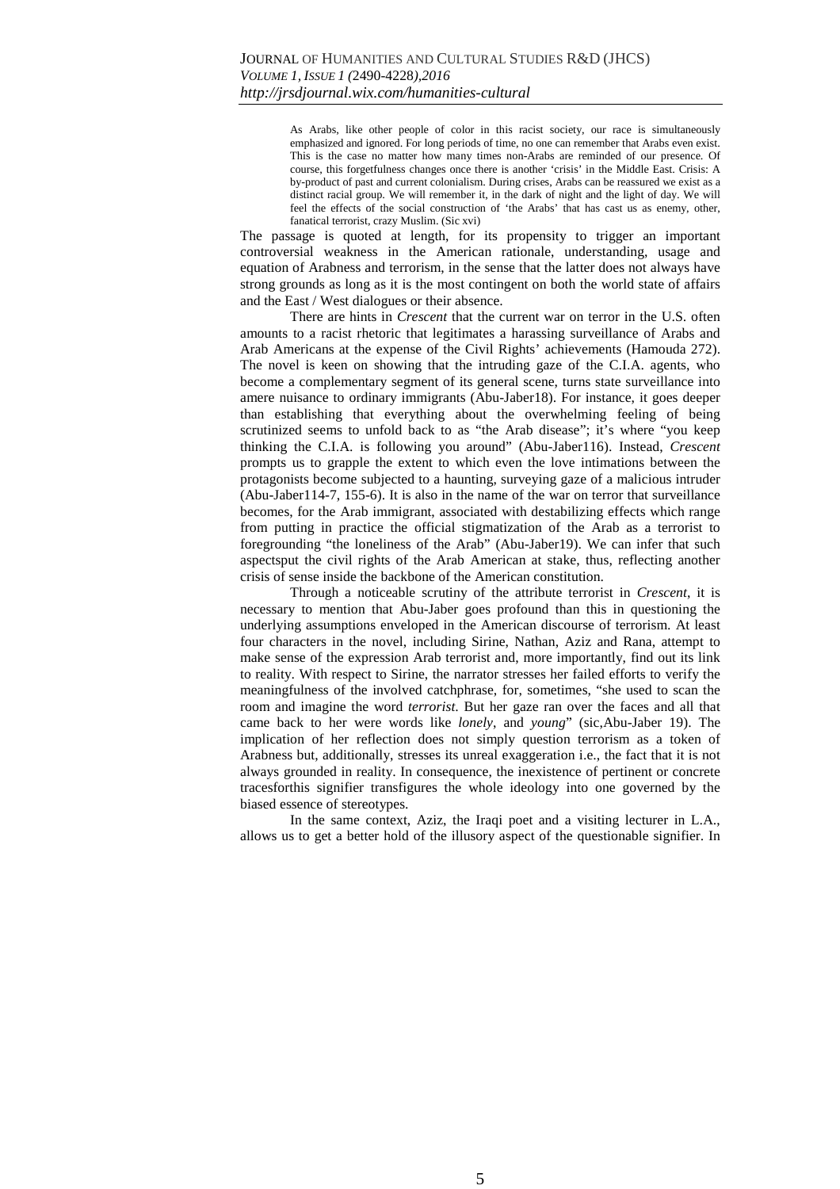> As Arabs, like other people of color in this racist society, our race is simultaneously emphasized and ignored. For long periods of time, no one can remember that Arabs even exist. This is the case no matter how many times non-Arabs are reminded of our presence. Of course, this forgetfulness changes once there is another 'crisis' in the Middle East. Crisis: A by-product of past and current colonialism. During crises, Arabs can be reassured we exist as a distinct racial group. We will remember it, in the dark of night and the light of day. We will feel the effects of the social construction of 'the Arabs' that has cast us as enemy, other, fanatical terrorist, crazy Muslim. (Sic xvi)

The passage is quoted at length, for its propensity to trigger an important controversial weakness in the American rationale, understanding, usage and equation of Arabness and terrorism, in the sense that the latter does not always have strong grounds as long as it is the most contingent on both the world state of affairs and the East / West dialogues or their absence.

There are hints in *Crescent* that the current war on terror in the U.S. often amounts to a racist rhetoric that legitimates a harassing surveillance of Arabs and Arab Americans at the expense of the Civil Rights' achievements (Hamouda 272). The novel is keen on showing that the intruding gaze of the C.I.A. agents, who become a complementary segment of its general scene, turns state surveillance into amere nuisance to ordinary immigrants (Abu-Jaber18). For instance, it goes deeper than establishing that everything about the overwhelming feeling of being scrutinized seems to unfold back to as "the Arab disease"; it's where "you keep thinking the C.I.A. is following you around" (Abu-Jaber116). Instead, *Crescent* prompts us to grapple the extent to which even the love intimations between the protagonists become subjected to a haunting, surveying gaze of a malicious intruder (Abu-Jaber114-7, 155-6). It is also in the name of the war on terror that surveillance becomes, for the Arab immigrant, associated with destabilizing effects which range from putting in practice the official stigmatization of the Arab as a terrorist to foregrounding "the loneliness of the Arab" (Abu-Jaber19). We can infer that such aspectsput the civil rights of the Arab American at stake, thus, reflecting another crisis of sense inside the backbone of the American constitution.

Through a noticeable scrutiny of the attribute terrorist in *Crescent*, it is necessary to mention that Abu-Jaber goes profound than this in questioning the underlying assumptions enveloped in the American discourse of terrorism. At least four characters in the novel, including Sirine, Nathan, Aziz and Rana, attempt to make sense of the expression Arab terrorist and, more importantly, find out its link to reality. With respect to Sirine, the narrator stresses her failed efforts to verify the meaningfulness of the involved catchphrase, for, sometimes, "she used to scan the room and imagine the word *terrorist*. But her gaze ran over the faces and all that came back to her were words like *lonely*, and *young*" (sic,Abu-Jaber 19). The implication of her reflection does not simply question terrorism as a token of Arabness but, additionally, stresses its unreal exaggeration i.e., the fact that it is not always grounded in reality. In consequence, the inexistence of pertinent or concrete tracesforthis signifier transfigures the whole ideology into one governed by the biased essence of stereotypes.

In the same context, Aziz, the Iraqi poet and a visiting lecturer in L.A., allows us to get a better hold of the illusory aspect of the questionable signifier. In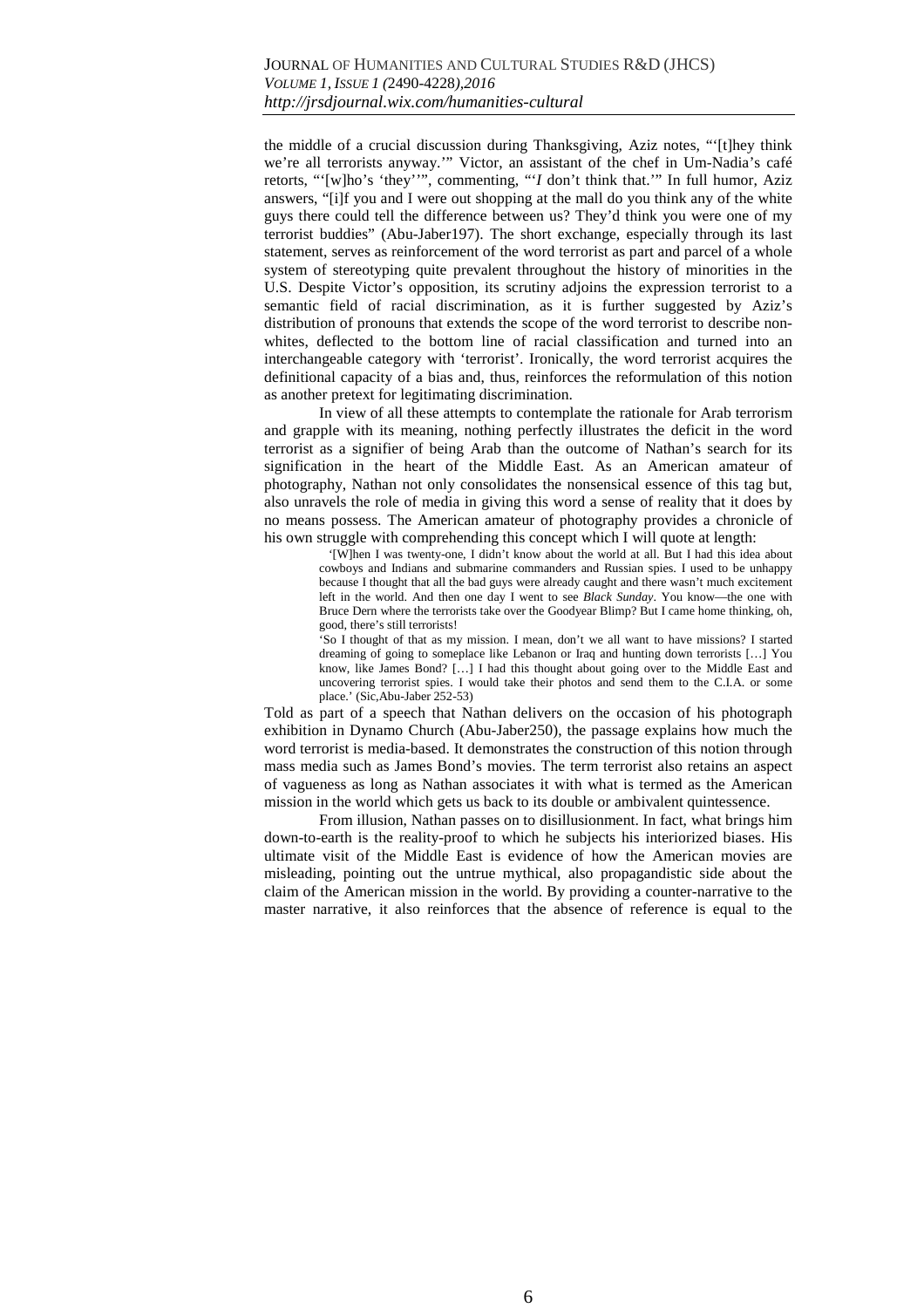the middle of a crucial discussion during Thanksgiving, Aziz notes, "'[t]hey think we're all terrorists anyway.'" Victor, an assistant of the chef in Um-Nadia's café retorts, "'[w]ho's 'they''", commenting, "'*I* don't think that.'" In full humor, Aziz answers, "[i]f you and I were out shopping at the mall do you think any of the white guys there could tell the difference between us? They'd think you were one of my terrorist buddies" (Abu-Jaber197). The short exchange, especially through its last statement, serves as reinforcement of the word terrorist as part and parcel of a whole system of stereotyping quite prevalent throughout the history of minorities in the U.S. Despite Victor's opposition, its scrutiny adjoins the expression terrorist to a semantic field of racial discrimination, as it is further suggested by Aziz's distribution of pronouns that extends the scope of the word terrorist to describe non-whites, deflected to the bottom line of racial classification and turned into an interchangeable category with 'terrorist'. Ironically, the word terrorist acquires the definitional capacity of a bias and, thus, reinforces the reformulation of this notion as another pretext for legitimating discrimination.

In view of all these attempts to contemplate the rationale for Arab terrorism and grapple with its meaning, nothing perfectly illustrates the deficit in the word terrorist as a signifier of being Arab than the outcome of Nathan's search for its signification in the heart of the Middle East. As an American amateur of photography, Nathan not only consolidates the nonsensical essence of this tag but, also unravels the role of media in giving this word a sense of reality that it does by no means possess. The American amateur of photography provides a chronicle of his own struggle with comprehending this concept which I will quote at length:

> '[W]hen I was twenty-one, I didn't know about the world at all. But I had this idea about cowboys and Indians and submarine commanders and Russian spies. I used to be unhappy because I thought that all the bad guys were already caught and there wasn't much excitement left in the world. And then one day I went to see *Black Sunday*. You know—the one with Bruce Dern where the terrorists take over the Goodyear Blimp? But I came home thinking, oh, good, there's still terrorists!
>
> 'So I thought of that as my mission. I mean, don't we all want to have missions? I started dreaming of going to someplace like Lebanon or Iraq and hunting down terrorists […] You know, like James Bond? […] I had this thought about going over to the Middle East and uncovering terrorist spies. I would take their photos and send them to the C.I.A. or some place.' (Sic,Abu-Jaber 252-53)

Told as part of a speech that Nathan delivers on the occasion of his photograph exhibition in Dynamo Church (Abu-Jaber250), the passage explains how much the word terrorist is media-based. It demonstrates the construction of this notion through mass media such as James Bond's movies. The term terrorist also retains an aspect of vagueness as long as Nathan associates it with what is termed as the American mission in the world which gets us back to its double or ambivalent quintessence.

From illusion, Nathan passes on to disillusionment. In fact, what brings him down-to-earth is the reality-proof to which he subjects his interiorized biases. His ultimate visit of the Middle East is evidence of how the American movies are misleading, pointing out the untrue mythical, also propagandistic side about the claim of the American mission in the world. By providing a counter-narrative to the master narrative, it also reinforces that the absence of reference is equal to the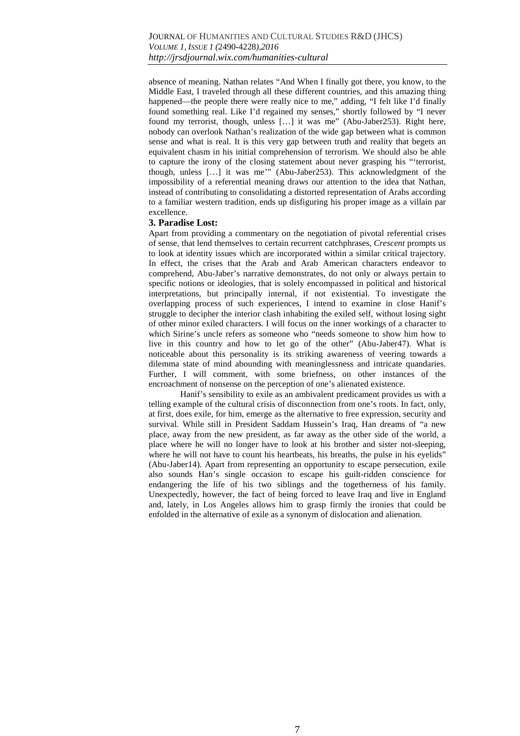absence of meaning. Nathan relates "And When I finally got there, you know, to the Middle East, I traveled through all these different countries, and this amazing thing happened—the people there were really nice to me," adding, "I felt like I'd finally found something real. Like I'd regained my senses," shortly followed by "I never found my terrorist, though, unless […] it was me" (Abu-Jaber253). Right here, nobody can overlook Nathan's realization of the wide gap between what is common sense and what is real. It is this very gap between truth and reality that begets an equivalent chasm in his initial comprehension of terrorism. We should also be able to capture the irony of the closing statement about never grasping his "'terrorist, though, unless […] it was me'" (Abu-Jaber253). This acknowledgment of the impossibility of a referential meaning draws our attention to the idea that Nathan, instead of contributing to consolidating a distorted representation of Arabs according to a familiar western tradition, ends up disfiguring his proper image as a villain par excellence.

### 3. Paradise Lost:

Apart from providing a commentary on the negotiation of pivotal referential crises of sense, that lend themselves to certain recurrent catchphrases, *Crescent* prompts us to look at identity issues which are incorporated within a similar critical trajectory. In effect, the crises that the Arab and Arab American characters endeavor to comprehend, Abu-Jaber's narrative demonstrates, do not only or always pertain to specific notions or ideologies, that is solely encompassed in political and historical interpretations, but principally internal, if not existential. To investigate the overlapping process of such experiences, I intend to examine in close Hanif's struggle to decipher the interior clash inhabiting the exiled self, without losing sight of other minor exiled characters. I will focus on the inner workings of a character to which Sirine's uncle refers as someone who "needs someone to show him how to live in this country and how to let go of the other" (Abu-Jaber47). What is noticeable about this personality is its striking awareness of veering towards a dilemma state of mind abounding with meaninglessness and intricate quandaries. Further, I will comment, with some briefness, on other instances of the encroachment of nonsense on the perception of one's alienated existence.

Hanif's sensibility to exile as an ambivalent predicament provides us with a telling example of the cultural crisis of disconnection from one's roots. In fact, only, at first, does exile, for him, emerge as the alternative to free expression, security and survival. While still in President Saddam Hussein's Iraq, Han dreams of "a new place, away from the new president, as far away as the other side of the world, a place where he will no longer have to look at his brother and sister not-sleeping, where he will not have to count his heartbeats, his breaths, the pulse in his eyelids" (Abu-Jaber14). Apart from representing an opportunity to escape persecution, exile also sounds Han's single occasion to escape his guilt-ridden conscience for endangering the life of his two siblings and the togetherness of his family. Unexpectedly, however, the fact of being forced to leave Iraq and live in England and, lately, in Los Angeles allows him to grasp firmly the ironies that could be enfolded in the alternative of exile as a synonym of dislocation and alienation.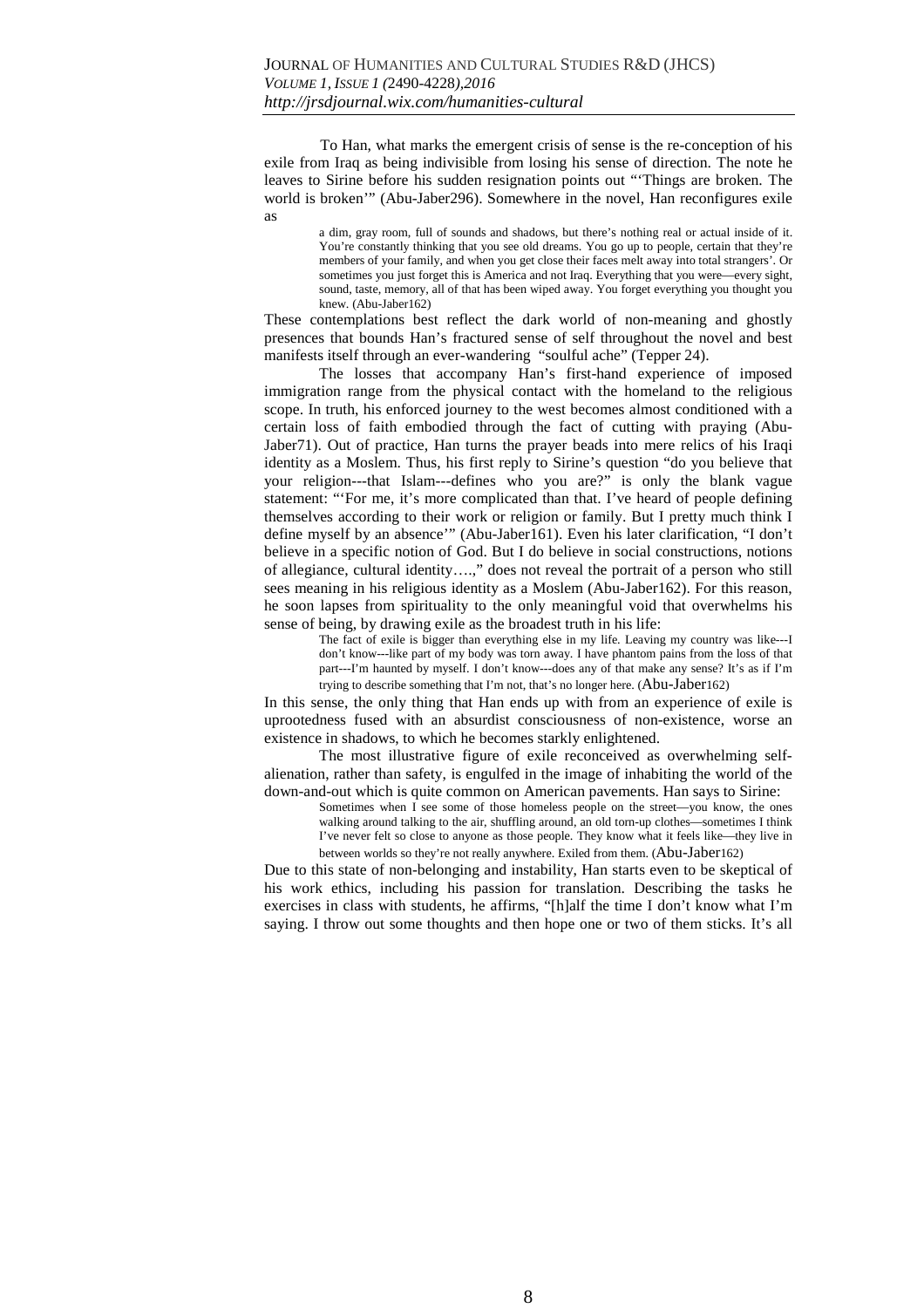To Han, what marks the emergent crisis of sense is the re-conception of his exile from Iraq as being indivisible from losing his sense of direction. The note he leaves to Sirine before his sudden resignation points out "'Things are broken. The world is broken'" (Abu-Jaber296). Somewhere in the novel, Han reconfigures exile as

> a dim, gray room, full of sounds and shadows, but there's nothing real or actual inside of it. You're constantly thinking that you see old dreams. You go up to people, certain that they're members of your family, and when you get close their faces melt away into total strangers'. Or sometimes you just forget this is America and not Iraq. Everything that you were—every sight, sound, taste, memory, all of that has been wiped away. You forget everything you thought you knew. (Abu-Jaber162)

These contemplations best reflect the dark world of non-meaning and ghostly presences that bounds Han's fractured sense of self throughout the novel and best manifests itself through an ever-wandering "soulful ache" (Tepper 24).

The losses that accompany Han's first-hand experience of imposed immigration range from the physical contact with the homeland to the religious scope. In truth, his enforced journey to the west becomes almost conditioned with a certain loss of faith embodied through the fact of cutting with praying (Abu-Jaber71). Out of practice, Han turns the prayer beads into mere relics of his Iraqi identity as a Moslem. Thus, his first reply to Sirine's question "do you believe that your religion---that Islam---defines who you are?" is only the blank vague statement: "'For me, it's more complicated than that. I've heard of people defining themselves according to their work or religion or family. But I pretty much think I define myself by an absence'" (Abu-Jaber161). Even his later clarification, "I don't believe in a specific notion of God. But I do believe in social constructions, notions of allegiance, cultural identity….," does not reveal the portrait of a person who still sees meaning in his religious identity as a Moslem (Abu-Jaber162). For this reason, he soon lapses from spirituality to the only meaningful void that overwhelms his sense of being, by drawing exile as the broadest truth in his life:

> The fact of exile is bigger than everything else in my life. Leaving my country was like---I don't know---like part of my body was torn away. I have phantom pains from the loss of that part---I'm haunted by myself. I don't know---does any of that make any sense? It's as if I'm trying to describe something that I'm not, that's no longer here. (Abu-Jaber162)

In this sense, the only thing that Han ends up with from an experience of exile is uprootedness fused with an absurdist consciousness of non-existence, worse an existence in shadows, to which he becomes starkly enlightened.

The most illustrative figure of exile reconceived as overwhelming self-alienation, rather than safety, is engulfed in the image of inhabiting the world of the down-and-out which is quite common on American pavements. Han says to Sirine:

> Sometimes when I see some of those homeless people on the street—you know, the ones walking around talking to the air, shuffling around, an old torn-up clothes—sometimes I think I've never felt so close to anyone as those people. They know what it feels like—they live in between worlds so they're not really anywhere. Exiled from them. (Abu-Jaber162)

Due to this state of non-belonging and instability, Han starts even to be skeptical of his work ethics, including his passion for translation. Describing the tasks he exercises in class with students, he affirms, "[h]alf the time I don't know what I'm saying. I throw out some thoughts and then hope one or two of them sticks. It's all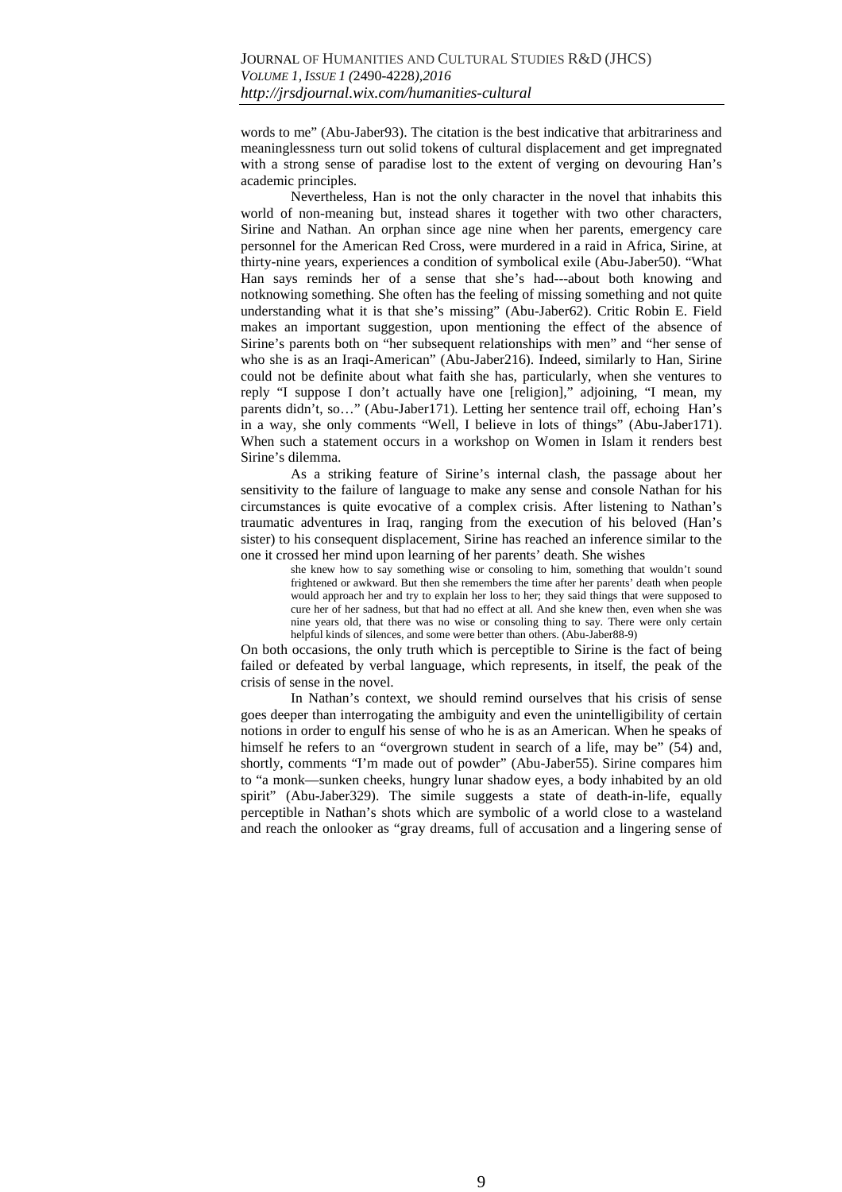words to me" (Abu-Jaber93). The citation is the best indicative that arbitrariness and meaninglessness turn out solid tokens of cultural displacement and get impregnated with a strong sense of paradise lost to the extent of verging on devouring Han's academic principles.

Nevertheless, Han is not the only character in the novel that inhabits this world of non-meaning but, instead shares it together with two other characters, Sirine and Nathan. An orphan since age nine when her parents, emergency care personnel for the American Red Cross, were murdered in a raid in Africa, Sirine, at thirty-nine years, experiences a condition of symbolical exile (Abu-Jaber50). "What Han says reminds her of a sense that she's had---about both knowing and notknowing something. She often has the feeling of missing something and not quite understanding what it is that she's missing" (Abu-Jaber62). Critic Robin E. Field makes an important suggestion, upon mentioning the effect of the absence of Sirine's parents both on "her subsequent relationships with men" and "her sense of who she is as an Iraqi-American" (Abu-Jaber216). Indeed, similarly to Han, Sirine could not be definite about what faith she has, particularly, when she ventures to reply "I suppose I don't actually have one [religion]," adjoining, "I mean, my parents didn't, so…" (Abu-Jaber171). Letting her sentence trail off, echoing Han's in a way, she only comments "Well, I believe in lots of things" (Abu-Jaber171). When such a statement occurs in a workshop on Women in Islam it renders best Sirine's dilemma.

As a striking feature of Sirine's internal clash, the passage about her sensitivity to the failure of language to make any sense and console Nathan for his circumstances is quite evocative of a complex crisis. After listening to Nathan's traumatic adventures in Iraq, ranging from the execution of his beloved (Han's sister) to his consequent displacement, Sirine has reached an inference similar to the one it crossed her mind upon learning of her parents' death. She wishes

> she knew how to say something wise or consoling to him, something that wouldn't sound frightened or awkward. But then she remembers the time after her parents' death when people would approach her and try to explain her loss to her; they said things that were supposed to cure her of her sadness, but that had no effect at all. And she knew then, even when she was nine years old, that there was no wise or consoling thing to say. There were only certain helpful kinds of silences, and some were better than others. (Abu-Jaber88-9)

On both occasions, the only truth which is perceptible to Sirine is the fact of being failed or defeated by verbal language, which represents, in itself, the peak of the crisis of sense in the novel.

In Nathan's context, we should remind ourselves that his crisis of sense goes deeper than interrogating the ambiguity and even the unintelligibility of certain notions in order to engulf his sense of who he is as an American. When he speaks of himself he refers to an "overgrown student in search of a life, may be" (54) and, shortly, comments "I'm made out of powder" (Abu-Jaber55). Sirine compares him to "a monk—sunken cheeks, hungry lunar shadow eyes, a body inhabited by an old spirit" (Abu-Jaber329). The simile suggests a state of death-in-life, equally perceptible in Nathan's shots which are symbolic of a world close to a wasteland and reach the onlooker as "gray dreams, full of accusation and a lingering sense of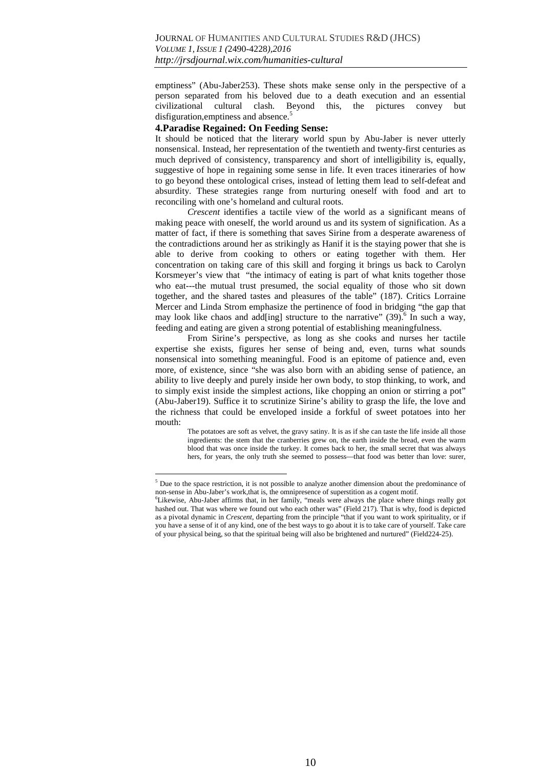emptiness" (Abu-Jaber253). These shots make sense only in the perspective of a person separated from his beloved due to a death execution and an essential civilizational cultural clash. Beyond this, the pictures convey but disfiguration,emptiness and absence.[5]

## 4.Paradise Regained: On Feeding Sense:

It should be noticed that the literary world spun by Abu-Jaber is never utterly nonsensical. Instead, her representation of the twentieth and twenty-first centuries as much deprived of consistency, transparency and short of intelligibility is, equally, suggestive of hope in regaining some sense in life. It even traces itineraries of how to go beyond these ontological crises, instead of letting them lead to self-defeat and absurdity. These strategies range from nurturing oneself with food and art to reconciling with one's homeland and cultural roots.

*Crescent* identifies a tactile view of the world as a significant means of making peace with oneself, the world around us and its system of signification. As a matter of fact, if there is something that saves Sirine from a desperate awareness of the contradictions around her as strikingly as Hanif it is the staying power that she is able to derive from cooking to others or eating together with them. Her concentration on taking care of this skill and forging it brings us back to Carolyn Korsmeyer's view that "the intimacy of eating is part of what knits together those who eat---the mutual trust presumed, the social equality of those who sit down together, and the shared tastes and pleasures of the table" (187). Critics Lorraine Mercer and Linda Strom emphasize the pertinence of food in bridging "the gap that may look like chaos and add[ing] structure to the narrative" (39).[6] In such a way, feeding and eating are given a strong potential of establishing meaningfulness.

From Sirine's perspective, as long as she cooks and nurses her tactile expertise she exists, figures her sense of being and, even, turns what sounds nonsensical into something meaningful. Food is an epitome of patience and, even more, of existence, since "she was also born with an abiding sense of patience, an ability to live deeply and purely inside her own body, to stop thinking, to work, and to simply exist inside the simplest actions, like chopping an onion or stirring a pot" (Abu-Jaber19). Suffice it to scrutinize Sirine's ability to grasp the life, the love and the richness that could be enveloped inside a forkful of sweet potatoes into her mouth:

> The potatoes are soft as velvet, the gravy satiny. It is as if she can taste the life inside all those ingredients: the stem that the cranberries grew on, the earth inside the bread, even the warm blood that was once inside the turkey. It comes back to her, the small secret that was always hers, for years, the only truth she seemed to possess—that food was better than love: surer,

---

[5] Due to the space restriction, it is not possible to analyze another dimension about the predominance of non-sense in Abu-Jaber's work,that is, the omnipresence of superstition as a cogent motif.

[6]Likewise, Abu-Jaber affirms that, in her family, "meals were always the place where things really got hashed out. That was where we found out who each other was" (Field 217). That is why, food is depicted as a pivotal dynamic in *Crescent*, departing from the principle "that if you want to work spirituality, or if you have a sense of it of any kind, one of the best ways to go about it is to take care of yourself. Take care of your physical being, so that the spiritual being will also be brightened and nurtured" (Field224-25).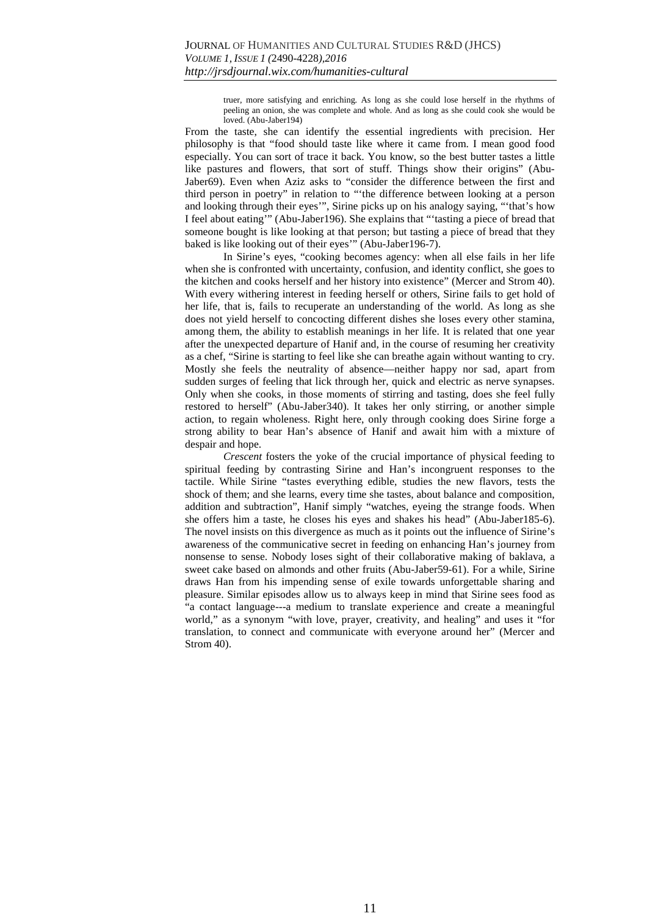> truer, more satisfying and enriching. As long as she could lose herself in the rhythms of peeling an onion, she was complete and whole. And as long as she could cook she would be loved. (Abu-Jaber194)

From the taste, she can identify the essential ingredients with precision. Her philosophy is that "food should taste like where it came from. I mean good food especially. You can sort of trace it back. You know, so the best butter tastes a little like pastures and flowers, that sort of stuff. Things show their origins" (Abu-Jaber69). Even when Aziz asks to "consider the difference between the first and third person in poetry" in relation to "'the difference between looking at a person and looking through their eyes'", Sirine picks up on his analogy saying, "'that's how I feel about eating'" (Abu-Jaber196). She explains that "'tasting a piece of bread that someone bought is like looking at that person; but tasting a piece of bread that they baked is like looking out of their eyes'" (Abu-Jaber196-7).

In Sirine's eyes, "cooking becomes agency: when all else fails in her life when she is confronted with uncertainty, confusion, and identity conflict, she goes to the kitchen and cooks herself and her history into existence" (Mercer and Strom 40). With every withering interest in feeding herself or others, Sirine fails to get hold of her life, that is, fails to recuperate an understanding of the world. As long as she does not yield herself to concocting different dishes she loses every other stamina, among them, the ability to establish meanings in her life. It is related that one year after the unexpected departure of Hanif and, in the course of resuming her creativity as a chef, "Sirine is starting to feel like she can breathe again without wanting to cry. Mostly she feels the neutrality of absence—neither happy nor sad, apart from sudden surges of feeling that lick through her, quick and electric as nerve synapses. Only when she cooks, in those moments of stirring and tasting, does she feel fully restored to herself" (Abu-Jaber340). It takes her only stirring, or another simple action, to regain wholeness. Right here, only through cooking does Sirine forge a strong ability to bear Han's absence of Hanif and await him with a mixture of despair and hope.

*Crescent* fosters the yoke of the crucial importance of physical feeding to spiritual feeding by contrasting Sirine and Han's incongruent responses to the tactile. While Sirine "tastes everything edible, studies the new flavors, tests the shock of them; and she learns, every time she tastes, about balance and composition, addition and subtraction", Hanif simply "watches, eyeing the strange foods. When she offers him a taste, he closes his eyes and shakes his head" (Abu-Jaber185-6). The novel insists on this divergence as much as it points out the influence of Sirine's awareness of the communicative secret in feeding on enhancing Han's journey from nonsense to sense. Nobody loses sight of their collaborative making of baklava, a sweet cake based on almonds and other fruits (Abu-Jaber59-61). For a while, Sirine draws Han from his impending sense of exile towards unforgettable sharing and pleasure. Similar episodes allow us to always keep in mind that Sirine sees food as "a contact language---a medium to translate experience and create a meaningful world," as a synonym "with love, prayer, creativity, and healing" and uses it "for translation, to connect and communicate with everyone around her" (Mercer and Strom 40).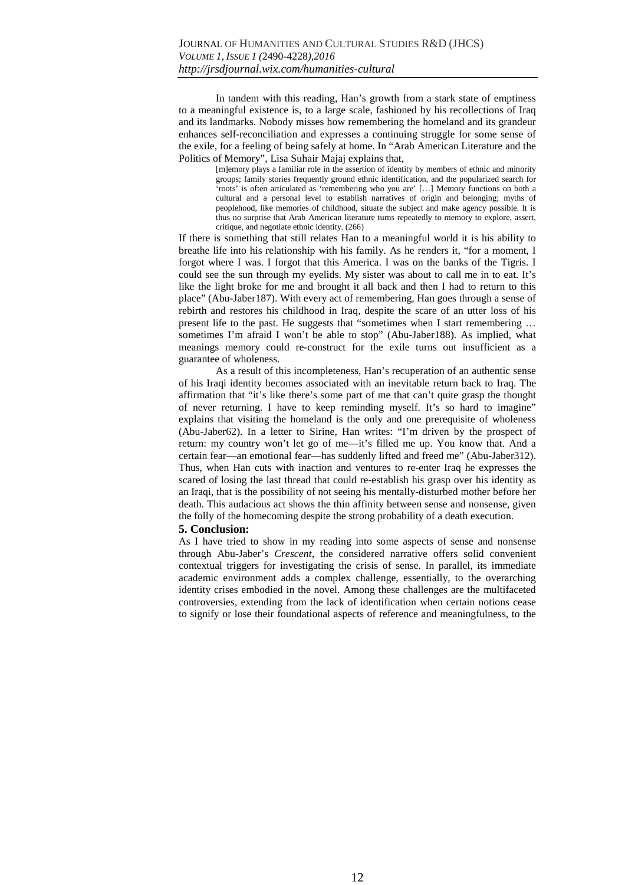In tandem with this reading, Han's growth from a stark state of emptiness to a meaningful existence is, to a large scale, fashioned by his recollections of Iraq and its landmarks. Nobody misses how remembering the homeland and its grandeur enhances self-reconciliation and expresses a continuing struggle for some sense of the exile, for a feeling of being safely at home. In "Arab American Literature and the Politics of Memory", Lisa Suhair Majaj explains that,

> [m]emory plays a familiar role in the assertion of identity by members of ethnic and minority groups; family stories frequently ground ethnic identification, and the popularized search for 'roots' is often articulated as 'remembering who you are' […] Memory functions on both a cultural and a personal level to establish narratives of origin and belonging; myths of peoplehood, like memories of childhood, situate the subject and make agency possible. It is thus no surprise that Arab American literature turns repeatedly to memory to explore, assert, critique, and negotiate ethnic identity. (266)

If there is something that still relates Han to a meaningful world it is his ability to breathe life into his relationship with his family. As he renders it, "for a moment, I forgot where I was. I forgot that this America. I was on the banks of the Tigris. I could see the sun through my eyelids. My sister was about to call me in to eat. It's like the light broke for me and brought it all back and then I had to return to this place" (Abu-Jaber187). With every act of remembering, Han goes through a sense of rebirth and restores his childhood in Iraq, despite the scare of an utter loss of his present life to the past. He suggests that "sometimes when I start remembering … sometimes I'm afraid I won't be able to stop" (Abu-Jaber188). As implied, what meanings memory could re-construct for the exile turns out insufficient as a guarantee of wholeness.

As a result of this incompleteness, Han's recuperation of an authentic sense of his Iraqi identity becomes associated with an inevitable return back to Iraq. The affirmation that "it's like there's some part of me that can't quite grasp the thought of never returning. I have to keep reminding myself. It's so hard to imagine" explains that visiting the homeland is the only and one prerequisite of wholeness (Abu-Jaber62). In a letter to Sirine, Han writes: "I'm driven by the prospect of return: my country won't let go of me—it's filled me up. You know that. And a certain fear—an emotional fear—has suddenly lifted and freed me" (Abu-Jaber312). Thus, when Han cuts with inaction and ventures to re-enter Iraq he expresses the scared of losing the last thread that could re-establish his grasp over his identity as an Iraqi, that is the possibility of not seeing his mentally-disturbed mother before her death. This audacious act shows the thin affinity between sense and nonsense, given the folly of the homecoming despite the strong probability of a death execution.

## 5. Conclusion:

As I have tried to show in my reading into some aspects of sense and nonsense through Abu-Jaber's *Crescent*, the considered narrative offers solid convenient contextual triggers for investigating the crisis of sense. In parallel, its immediate academic environment adds a complex challenge, essentially, to the overarching identity crises embodied in the novel. Among these challenges are the multifaceted controversies, extending from the lack of identification when certain notions cease to signify or lose their foundational aspects of reference and meaningfulness, to the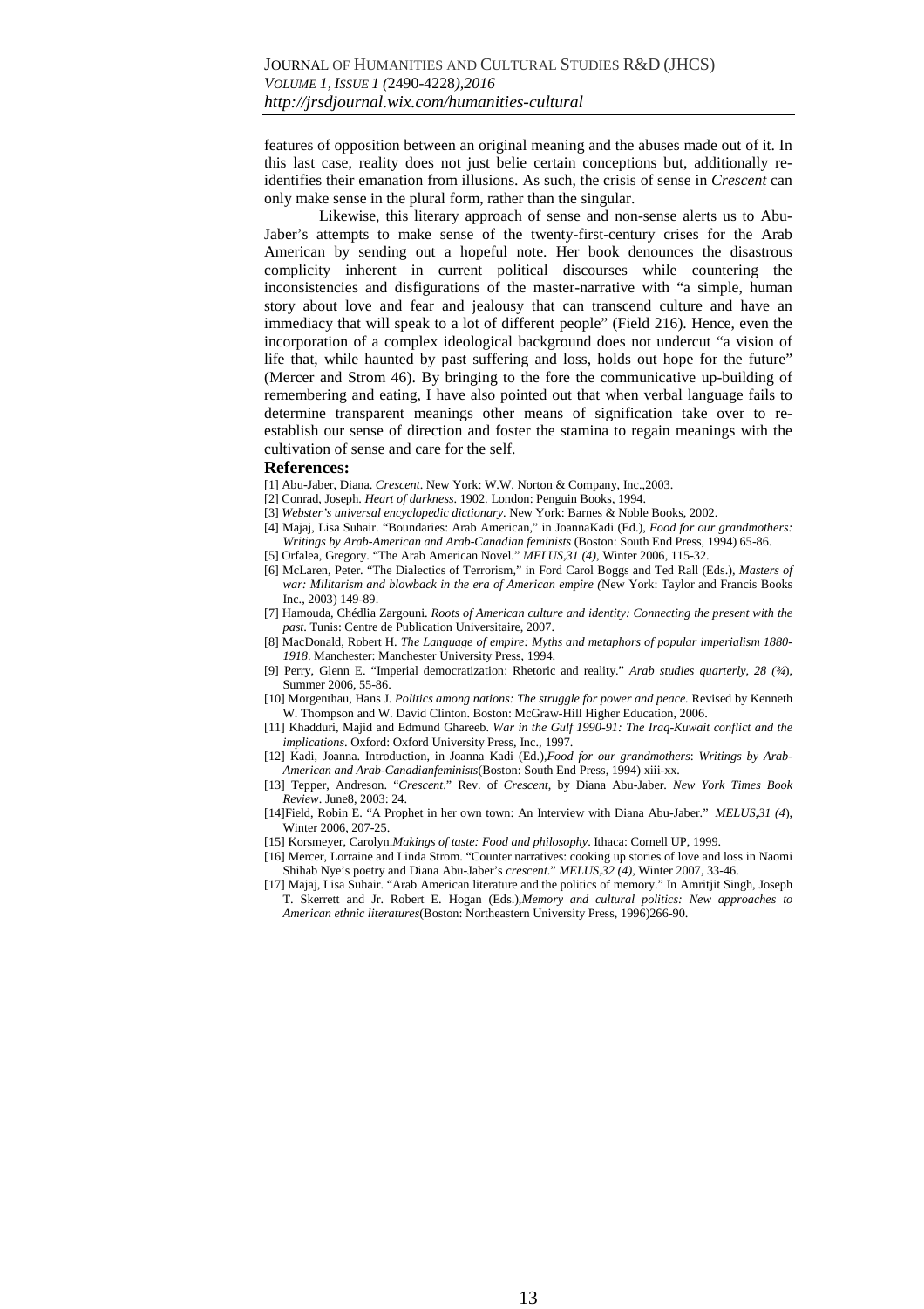features of opposition between an original meaning and the abuses made out of it. In this last case, reality does not just belie certain conceptions but, additionally re-identifies their emanation from illusions. As such, the crisis of sense in *Crescent* can only make sense in the plural form, rather than the singular.

Likewise, this literary approach of sense and non-sense alerts us to Abu-Jaber's attempts to make sense of the twenty-first-century crises for the Arab American by sending out a hopeful note. Her book denounces the disastrous complicity inherent in current political discourses while countering the inconsistencies and disfigurations of the master-narrative with "a simple, human story about love and fear and jealousy that can transcend culture and have an immediacy that will speak to a lot of different people" (Field 216). Hence, even the incorporation of a complex ideological background does not undercut "a vision of life that, while haunted by past suffering and loss, holds out hope for the future" (Mercer and Strom 46). By bringing to the fore the communicative up-building of remembering and eating, I have also pointed out that when verbal language fails to determine transparent meanings other means of signification take over to re-establish our sense of direction and foster the stamina to regain meanings with the cultivation of sense and care for the self.

## References:

[1] Abu-Jaber, Diana. *Crescent*. New York: W.W. Norton & Company, Inc.,2003.

[2] Conrad, Joseph. *Heart of darkness*. 1902. London: Penguin Books, 1994.

[3] *Webster's universal encyclopedic dictionary*. New York: Barnes & Noble Books, 2002.

[4] Majaj, Lisa Suhair. "Boundaries: Arab American," in JoannaKadi (Ed.), *Food for our grandmothers: Writings by Arab-American and Arab-Canadian feminists* (Boston: South End Press, 1994) 65-86.

[5] Orfalea, Gregory. "The Arab American Novel." *MELUS,31 (4)*, Winter 2006, 115-32.

[6] McLaren, Peter. "The Dialectics of Terrorism," in Ford Carol Boggs and Ted Rall (Eds.), *Masters of war: Militarism and blowback in the era of American empire (*New York: Taylor and Francis Books Inc., 2003) 149-89.

[7] Hamouda, Chédlia Zargouni. *Roots of American culture and identity: Connecting the present with the past*. Tunis: Centre de Publication Universitaire, 2007.

[8] MacDonald, Robert H. *The Language of empire: Myths and metaphors of popular imperialism 1880-1918*. Manchester: Manchester University Press, 1994.

[9] Perry, Glenn E. "Imperial democratization: Rhetoric and reality." *Arab studies quarterly, 28 (¾*), Summer 2006, 55-86.

[10] Morgenthau, Hans J. *Politics among nations: The struggle for power and peace.* Revised by Kenneth W. Thompson and W. David Clinton. Boston: McGraw-Hill Higher Education, 2006.

[11] Khadduri, Majid and Edmund Ghareeb. *War in the Gulf 1990-91: The Iraq-Kuwait conflict and the implications*. Oxford: Oxford University Press, Inc., 1997.

[12] Kadi, Joanna. Introduction, in Joanna Kadi (Ed.),*Food for our grandmothers*: *Writings by Arab-American and Arab-Canadianfeminists*(Boston: South End Press, 1994) xiii-xx.

[13] Tepper, Andreson. "*Crescent*." Rev. of *Crescent*, by Diana Abu-Jaber. *New York Times Book Review*. June8, 2003: 24.

[14]Field, Robin E. "A Prophet in her own town: An Interview with Diana Abu-Jaber." *MELUS,31 (4*), Winter 2006, 207-25.

[15] Korsmeyer, Carolyn.*Makings of taste: Food and philosophy*. Ithaca: Cornell UP, 1999.

[16] Mercer, Lorraine and Linda Strom. "Counter narratives: cooking up stories of love and loss in Naomi Shihab Nye's poetry and Diana Abu-Jaber's *crescent*." *MELUS,32 (4)*, Winter 2007, 33-46.

[17] Majaj, Lisa Suhair. "Arab American literature and the politics of memory." In Amritjit Singh, Joseph T. Skerrett and Jr. Robert E. Hogan (Eds.),*Memory and cultural politics: New approaches to American ethnic literatures*(Boston: Northeastern University Press, 1996)266-90.